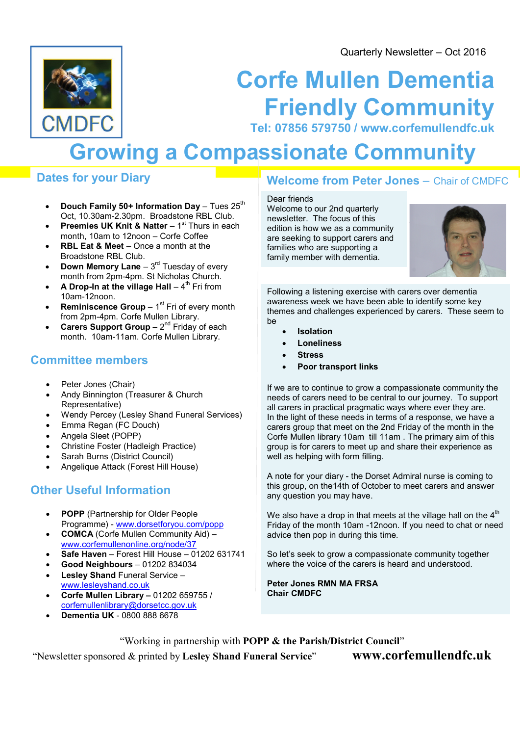Quarterly Newsletter – Oct 2016

CMDFC

# Corfe Mullen Dementia Friendly Community

**Tel: 07856 579750 / www.corfemullendfc.uk**

# Growing a Compassionate Community

## Dates for your Diary

- **Douch Family 50+ Information Day** – Tues 25th Oct, 10.30am-2.30pm. Broadstone RBL Club.
- **Preemies UK Knit & Natter** – 1st Thurs in each month, 10am to 12noon – Corfe Coffee
- **RBL Eat & Meet** – Once a month at the Broadstone RBL Club.
- **Down Memory Lane** – 3rd Tuesday of every month from 2pm-4pm. St Nicholas Church.
- **A Drop-In at the village Hall** – 4th Fri from 10am-12noon.
- **Reminiscence Group** – 1st Fri of every month from 2pm-4pm. Corfe Mullen Library.
- **Carers Support Group** – 2nd Friday of each month. 10am-11am. Corfe Mullen Library.

## Committee members

- Peter Jones (Chair)
- Andy Binnington (Treasurer & Church Representative)
- Wendy Percey (Lesley Shand Funeral Services)
- Emma Regan (FC Douch)
- Angela Sleet (POPP)
- Christine Foster (Hadleigh Practice)
- Sarah Burns (District Council)
- Angelique Attack (Forest Hill House)

## Other Useful Information

- **POPP** (Partnership for Older People Programme) - www.dorsetforyou.com/popp
- **COMCA** (Corfe Mullen Community Aid) – www.corfemullenonline.org/node/37
- **Safe Haven** – Forest Hill House – 01202 631741
- **Good Neighbours** – 01202 834034
- **Lesley Shand** Funeral Service – www.lesleyshand.co.uk
- **Corfe Mullen Library** – 01202 659755 / corfemullenlibrary@dorsetcc.gov.uk
- **Dementia UK** - 0800 888 6678

## Welcome from Peter Jones – Chair of CMDFC

Dear friends

Welcome to our 2nd quarterly newsletter. The focus of this edition is how we as a community are seeking to support carers and families who are supporting a family member with dementia.

Following a listening exercise with carers over dementia awareness week we have been able to identify some key themes and challenges experienced by carers. These seem to be

- **Isolation**
- **Loneliness**
- **Stress**
- **Poor transport links**

If we are to continue to grow a compassionate community the needs of carers need to be central to our journey. To support all carers in practical pragmatic ways where ever they are. In the light of these needs in terms of a response, we have a carers group that meet on the 2nd Friday of the month in the Corfe Mullen library 10am till 11am . The primary aim of this group is for carers to meet up and share their experience as well as helping with form filling.

A note for your diary - the Dorset Admiral nurse is coming to this group, on the14th of October to meet carers and answer any question you may have.

We also have a drop in that meets at the village hall on the 4th Friday of the month 10am -12noon. If you need to chat or need advice then pop in during this time.

So let's seek to grow a compassionate community together where the voice of the carers is heard and understood.

**Peter Jones RMN MA FRSA**
**Chair CMDFC**

"Working in partnership with **POPP & the Parish/District Council**"

"Newsletter sponsored & printed by **Lesley Shand Funeral Service**" **www.corfemullendfc.uk**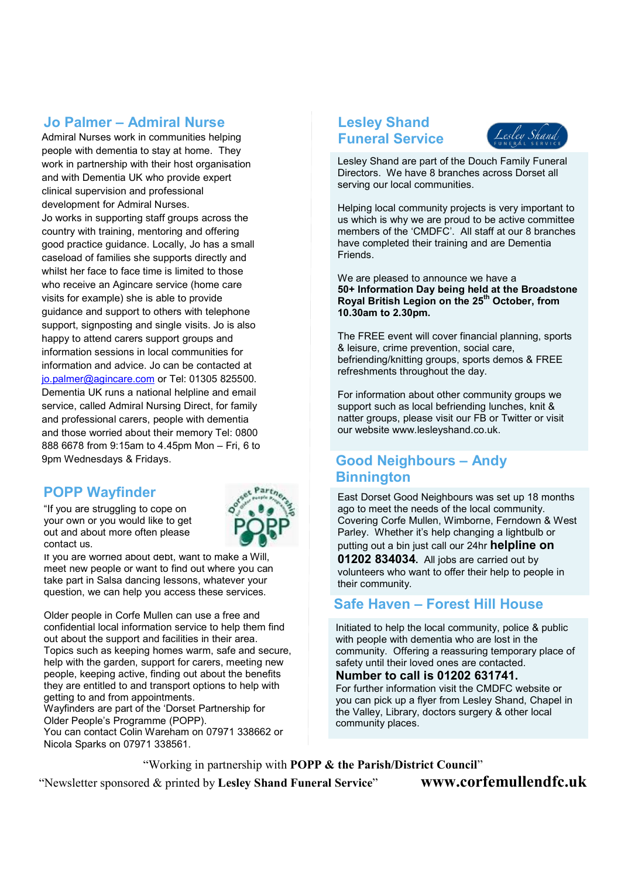## Jo Palmer – Admiral Nurse

Admiral Nurses work in communities helping people with dementia to stay at home. They work in partnership with their host organisation and with Dementia UK who provide expert clinical supervision and professional development for Admiral Nurses.

Jo works in supporting staff groups across the country with training, mentoring and offering good practice guidance. Locally, Jo has a small caseload of families she supports directly and whilst her face to face time is limited to those who receive an Agincare service (home care visits for example) she is able to provide guidance and support to others with telephone support, signposting and single visits. Jo is also happy to attend carers support groups and information sessions in local communities for information and advice. Jo can be contacted at jo.palmer@agincare.com or Tel: 01305 825500.

Dementia UK runs a national helpline and email service, called Admiral Nursing Direct, for family and professional carers, people with dementia and those worried about their memory Tel: 0800 888 6678 from 9:15am to 4.45pm Mon – Fri, 6 to 9pm Wednesdays & Fridays.

## POPP Wayfinder

"If you are struggling to cope on your own or you would like to get out and about more often please contact us.

If you are worried about debt, want to make a Will, meet new people or want to find out where you can take part in Salsa dancing lessons, whatever your question, we can help you access these services.

Older people in Corfe Mullen can use a free and confidential local information service to help them find out about the support and facilities in their area. Topics such as keeping homes warm, safe and secure, help with the garden, support for carers, meeting new people, keeping active, finding out about the benefits they are entitled to and transport options to help with getting to and from appointments.

Wayfinders are part of the 'Dorset Partnership for Older People's Programme (POPP).

You can contact Colin Wareham on 07971 338662 or Nicola Sparks on 07971 338561.

## Lesley Shand Funeral Service

Lesley Shand are part of the Douch Family Funeral Directors. We have 8 branches across Dorset all serving our local communities.

Helping local community projects is very important to us which is why we are proud to be active committee members of the 'CMDFC'. All staff at our 8 branches have completed their training and are Dementia Friends.

We are pleased to announce we have a **50+ Information Day being held at the Broadstone Royal British Legion on the 25th October, from 10.30am to 2.30pm.**

The FREE event will cover financial planning, sports & leisure, crime prevention, social care, befriending/knitting groups, sports demos & FREE refreshments throughout the day.

For information about other community groups we support such as local befriending lunches, knit & natter groups, please visit our FB or Twitter or visit our website www.lesleyshand.co.uk.

## Good Neighbours – Andy Binnington

East Dorset Good Neighbours was set up 18 months ago to meet the needs of the local community. Covering Corfe Mullen, Wimborne, Ferndown & West Parley. Whether it's help changing a lightbulb or putting out a bin just call our 24hr **helpline on 01202 834034**. All jobs are carried out by volunteers who want to offer their help to people in their community.

## Safe Haven – Forest Hill House

Initiated to help the local community, police & public with people with dementia who are lost in the community. Offering a reassuring temporary place of safety until their loved ones are contacted.

**Number to call is 01202 631741.**

For further information visit the CMDFC website or you can pick up a flyer from Lesley Shand, Chapel in the Valley, Library, doctors surgery & other local community places.

"Working in partnership with **POPP & the Parish/District Council**"

"Newsletter sponsored & printed by **Lesley Shand Funeral Service**" **www.corfemullendfc.uk**